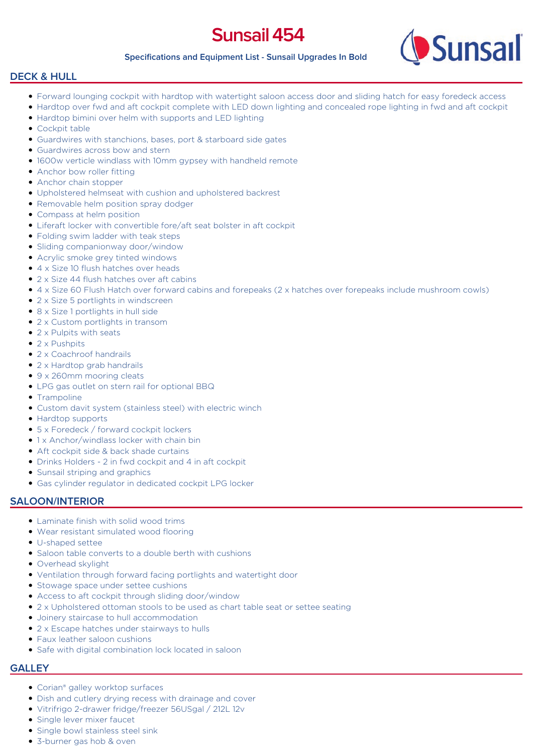# Sunsail 454

**Specifications and Equipment List - Sunsail Upgrades In Bold**

## DECK & HULL

- Forward lounging cockpit with hardtop with watertight saloon access door and sliding hatch for easy foredeck access
- Hardtop over fwd and aft cockpit complete with LED down lighting and concealed rope lighting in fwd and aft cockpit
- Hardtop bimini over helm with supports and LED lighting
- Cockpit table
- Guardwires with stanchions, bases, port & starboard side gates
- Guardwires across bow and stern
- 1600w verticle windlass with 10mm gypsey with handheld remote
- Anchor bow roller fitting
- Anchor chain stopper
- Upholstered helmseat with cushion and upholstered backrest
- Removable helm position spray dodger
- Compass at helm position
- Liferaft locker with convertible fore/aft seat bolster in aft cockpit
- Folding swim ladder with teak steps
- Sliding companionway door/window
- Acrylic smoke grey tinted windows
- 4 x Size 10 flush hatches over heads
- 2 x Size 44 flush hatches over aft cabins
- 4 x Size 60 Flush Hatch over forward cabins and forepeaks (2 x hatches over forepeaks include mushroom cowls)
- 2 x Size 5 portlights in windscreen
- 8 x Size 1 portlights in hull side
- 2 x Custom portlights in transom
- 2 x Pulpits with seats
- 2 x Pushpits
- 2 x Coachroof handrails
- 2 x Hardtop grab handrails
- 9 x 260mm mooring cleats
- LPG gas outlet on stern rail for optional BBQ
- Trampoline
- Custom davit system (stainless steel) with electric winch
- Hardtop supports
- 5 x Foredeck / forward cockpit lockers
- 1 x Anchor/windlass locker with chain bin
- Aft cockpit side & back shade curtains
- Drinks Holders - 2 in fwd cockpit and 4 in aft cockpit
- Sunsail striping and graphics
- Gas cylinder regulator in dedicated cockpit LPG locker

## SALOON/INTERIOR

- Laminate finish with solid wood trims
- Wear resistant simulated wood flooring
- U-shaped settee
- Saloon table converts to a double berth with cushions
- Overhead skylight
- Ventilation through forward facing portlights and watertight door
- Stowage space under settee cushions
- Access to aft cockpit through sliding door/window
- 2 x Upholstered ottoman stools to be used as chart table seat or settee seating
- Joinery staircase to hull accommodation
- 2 x Escape hatches under stairways to hulls
- Faux leather saloon cushions
- Safe with digital combination lock located in saloon

## GALLEY

- Corian® galley worktop surfaces
- Dish and cutlery drying recess with drainage and cover
- Vitrifrigo 2-drawer fridge/freezer 56USgal / 212L 12v
- Single lever mixer faucet
- Single bowl stainless steel sink
- 3-burner gas hob & oven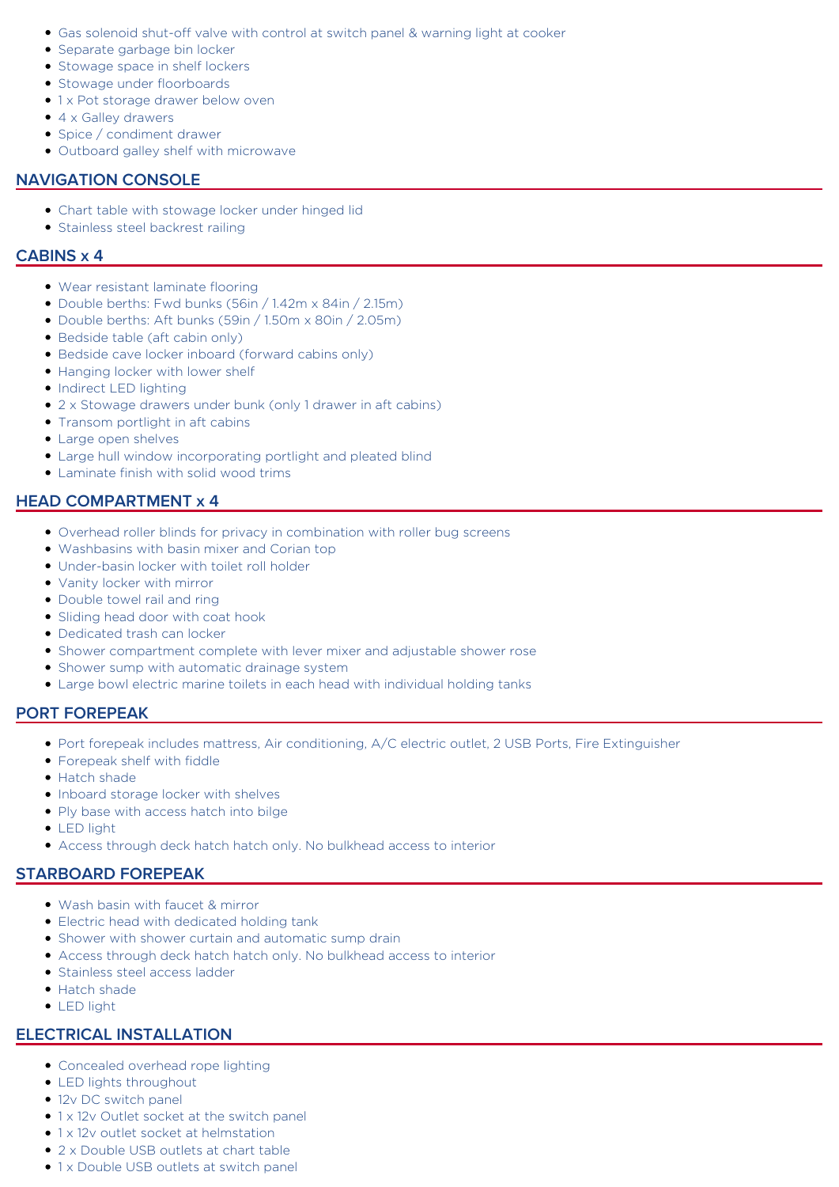- Gas solenoid shut-off valve with control at switch panel & warning light at cooker
- Separate garbage bin locker
- Stowage space in shelf lockers
- Stowage under floorboards
- 1 x Pot storage drawer below oven
- 4 x Galley drawers
- Spice / condiment drawer
- Outboard galley shelf with microwave

## NAVIGATION CONSOLE

- Chart table with stowage locker under hinged lid
- Stainless steel backrest railing

## CABINS x 4

- Wear resistant laminate flooring
- Double berths: Fwd bunks (56in / 1.42m x 84in / 2.15m)
- Double berths: Aft bunks (59in / 1.50m x 80in / 2.05m)
- Bedside table (aft cabin only)
- Bedside cave locker inboard (forward cabins only)
- Hanging locker with lower shelf
- Indirect LED lighting
- 2 x Stowage drawers under bunk (only 1 drawer in aft cabins)
- Transom portlight in aft cabins
- Large open shelves
- Large hull window incorporating portlight and pleated blind
- Laminate finish with solid wood trims

## HEAD COMPARTMENT x 4

- Overhead roller blinds for privacy in combination with roller bug screens
- Washbasins with basin mixer and Corian top
- Under-basin locker with toilet roll holder
- Vanity locker with mirror
- Double towel rail and ring
- Sliding head door with coat hook
- Dedicated trash can locker
- Shower compartment complete with lever mixer and adjustable shower rose
- Shower sump with automatic drainage system
- Large bowl electric marine toilets in each head with individual holding tanks

## PORT FOREPEAK

- Port forepeak includes mattress, Air conditioning, A/C electric outlet, 2 USB Ports, Fire Extinguisher
- Forepeak shelf with fiddle
- Hatch shade
- Inboard storage locker with shelves
- Ply base with access hatch into bilge
- LED light
- Access through deck hatch hatch only. No bulkhead access to interior

## STARBOARD FOREPEAK

- Wash basin with faucet & mirror
- Electric head with dedicated holding tank
- Shower with shower curtain and automatic sump drain
- Access through deck hatch hatch only. No bulkhead access to interior
- Stainless steel access ladder
- Hatch shade
- LED light

## ELECTRICAL INSTALLATION

- Concealed overhead rope lighting
- LED lights throughout
- 12v DC switch panel
- 1 x 12v Outlet socket at the switch panel
- 1 x 12v outlet socket at helmstation
- 2 x Double USB outlets at chart table
- 1 x Double USB outlets at switch panel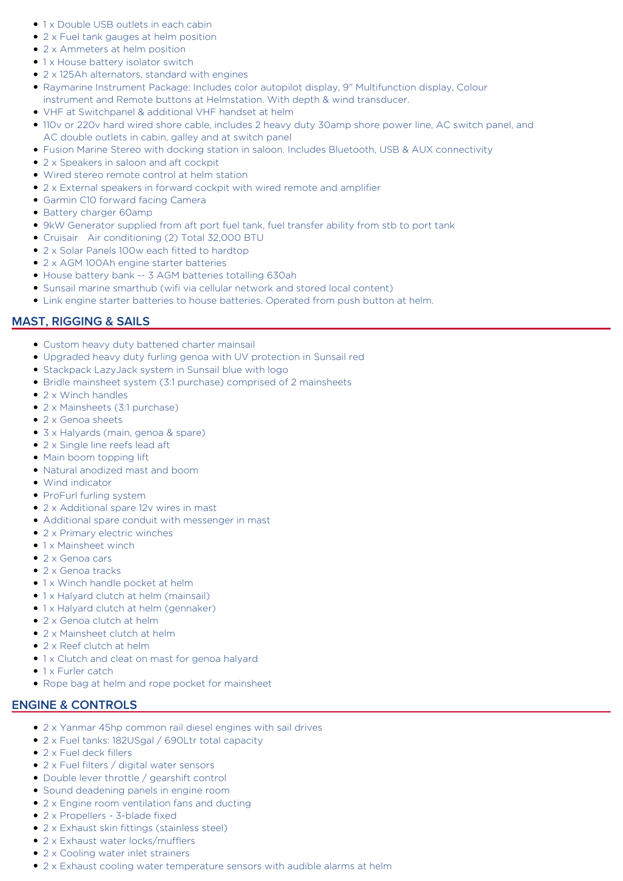- 1 x Double USB outlets in each cabin
- 2 x Fuel tank gauges at helm position
- 2 x Ammeters at helm position
- 1 x House battery isolator switch
- 2 x 125Ah alternators, standard with engines
- Raymarine Instrument Package: Includes color autopilot display, 9" Multifunction display, Colour instrument and Remote buttons at Helmstation. With depth & wind transducer.
- VHF at Switchpanel & additional VHF handset at helm
- 110v or 220v hard wired shore cable, includes 2 heavy duty 30amp shore power line, AC switch panel, and AC double outlets in cabin, galley and at switch panel
- Fusion Marine Stereo with docking station in saloon. Includes Bluetooth, USB & AUX connectivity
- 2 x Speakers in saloon and aft cockpit
- Wired stereo remote control at helm station
- 2 x External speakers in forward cockpit with wired remote and amplifier
- Garmin C10 forward facing Camera
- Battery charger 60amp
- 9kW Generator supplied from aft port fuel tank, fuel transfer ability from stb to port tank
- Cruisair Air conditioning (2) Total 32,000 BTU
- 2 x Solar Panels 100w each fitted to hardtop
- 2 x AGM 100Ah engine starter batteries
- House battery bank -- 3 AGM batteries totalling 630ah
- Sunsail marine smarthub (wifi via cellular network and stored local content)
- Link engine starter batteries to house batteries. Operated from push button at helm.

## MAST, RIGGING & SAILS

- Custom heavy duty battened charter mainsail
- Upgraded heavy duty furling genoa with UV protection in Sunsail red
- Stackpack LazyJack system in Sunsail blue with logo
- Bridle mainsheet system (3:1 purchase) comprised of 2 mainsheets
- 2 x Winch handles
- 2 x Mainsheets (3:1 purchase)
- 2 x Genoa sheets
- 3 x Halyards (main, genoa & spare)
- 2 x Single line reefs lead aft
- Main boom topping lift
- Natural anodized mast and boom
- Wind indicator
- ProFurl furling system
- 2 x Additional spare 12v wires in mast
- Additional spare conduit with messenger in mast
- 2 x Primary electric winches
- 1 x Mainsheet winch
- 2 x Genoa cars
- 2 x Genoa tracks
- 1 x Winch handle pocket at helm
- 1 x Halyard clutch at helm (mainsail)
- 1 x Halyard clutch at helm (gennaker)
- 2 x Genoa clutch at helm
- 2 x Mainsheet clutch at helm
- 2 x Reef clutch at helm
- 1 x Clutch and cleat on mast for genoa halyard
- 1 x Furler catch
- Rope bag at helm and rope pocket for mainsheet

## ENGINE & CONTROLS

- 2 x Yanmar 45hp common rail diesel engines with sail drives
- 2 x Fuel tanks: 182USgal / 690Ltr total capacity
- 2 x Fuel deck fillers
- 2 x Fuel filters / digital water sensors
- Double lever throttle / gearshift control
- Sound deadening panels in engine room
- 2 x Engine room ventilation fans and ducting
- 2 x Propellers - 3-blade fixed
- 2 x Exhaust skin fittings (stainless steel)
- 2 x Exhaust water locks/mufflers
- 2 x Cooling water inlet strainers
- 2 x Exhaust cooling water temperature sensors with audible alarms at helm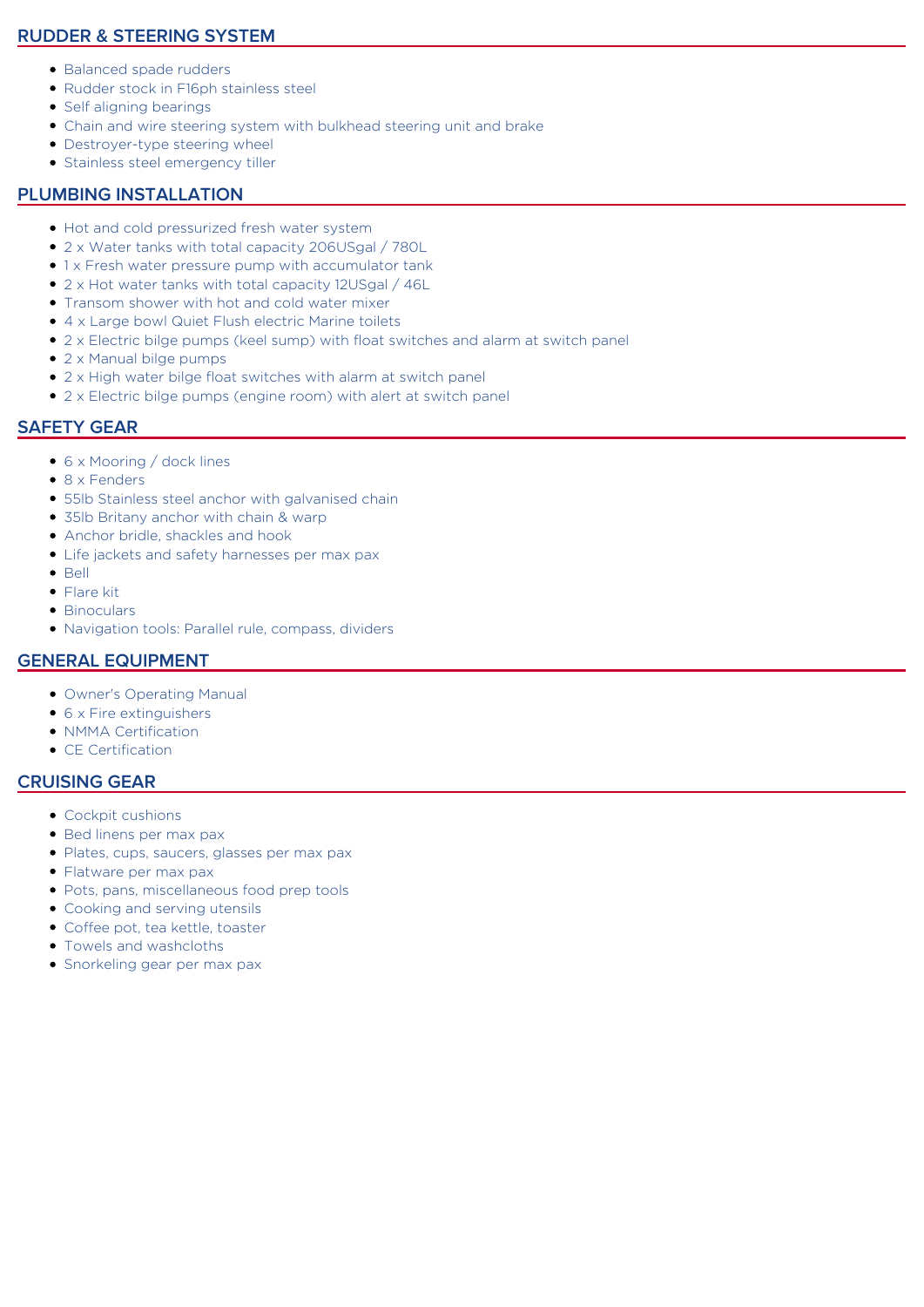## RUDDER & STEERING SYSTEM

- Balanced spade rudders
- Rudder stock in F16ph stainless steel
- Self aligning bearings
- Chain and wire steering system with bulkhead steering unit and brake
- Destroyer-type steering wheel
- Stainless steel emergency tiller

## PLUMBING INSTALLATION

- Hot and cold pressurized fresh water system
- 2 x Water tanks with total capacity 206USgal / 780L
- 1 x Fresh water pressure pump with accumulator tank
- 2 x Hot water tanks with total capacity 12USgal / 46L
- Transom shower with hot and cold water mixer
- 4 x Large bowl Quiet Flush electric Marine toilets
- 2 x Electric bilge pumps (keel sump) with float switches and alarm at switch panel
- 2 x Manual bilge pumps
- 2 x High water bilge float switches with alarm at switch panel
- 2 x Electric bilge pumps (engine room) with alert at switch panel

## SAFETY GEAR

- 6 x Mooring / dock lines
- 8 x Fenders
- 55lb Stainless steel anchor with galvanised chain
- 35lb Britany anchor with chain & warp
- Anchor bridle, shackles and hook
- Life jackets and safety harnesses per max pax
- Bell
- Flare kit
- Binoculars
- Navigation tools: Parallel rule, compass, dividers

## GENERAL EQUIPMENT

- Owner's Operating Manual
- 6 x Fire extinguishers
- NMMA Certification
- CE Certification

## CRUISING GEAR

- Cockpit cushions
- Bed linens per max pax
- Plates, cups, saucers, glasses per max pax
- Flatware per max pax
- Pots, pans, miscellaneous food prep tools
- Cooking and serving utensils
- Coffee pot, tea kettle, toaster
- Towels and washcloths
- Snorkeling gear per max pax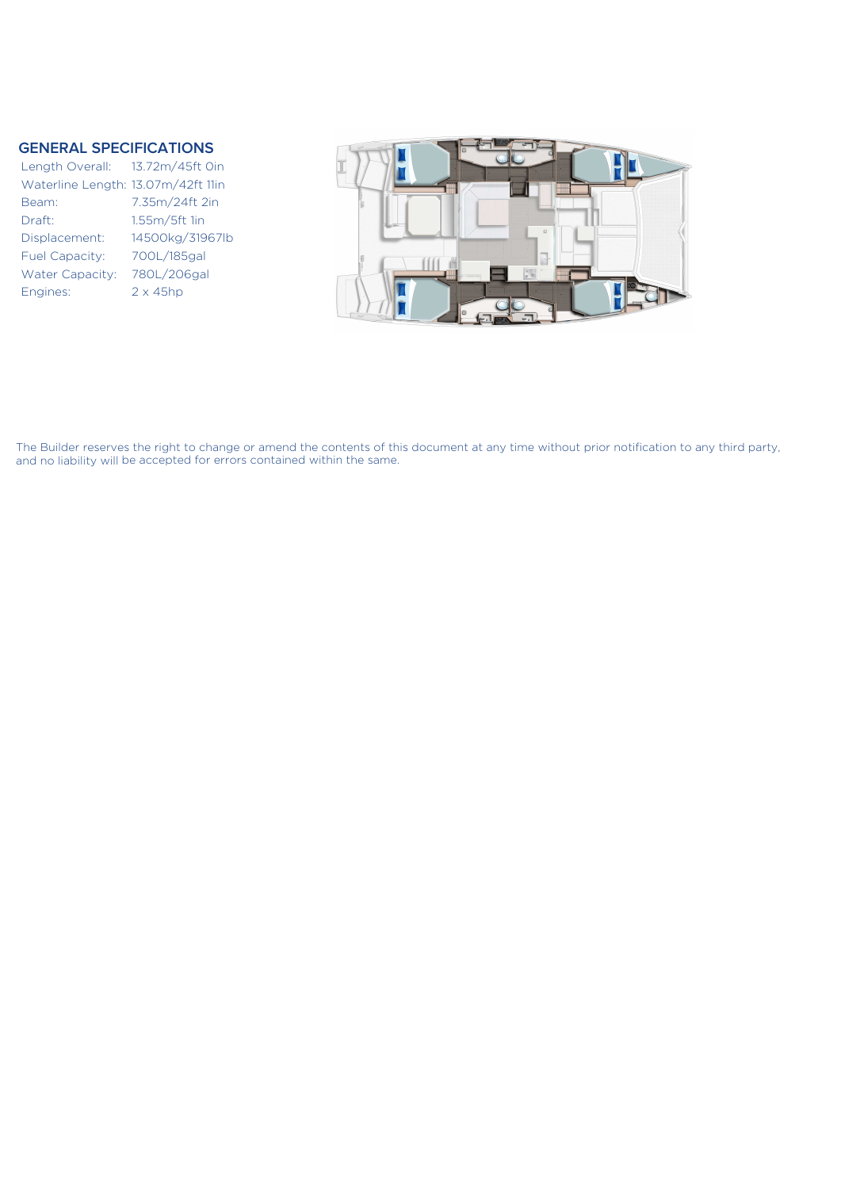## GENERAL SPECIFICATIONS

| | |
|---|---|
| Length Overall: | 13.72m/45ft 0in |
| Waterline Length: | 13.07m/42ft 11in |
| Beam: | 7.35m/24ft 2in |
| Draft: | 1.55m/5ft 1in |
| Displacement: | 14500kg/31967lb |
| Fuel Capacity: | 700L/185gal |
| Water Capacity: | 780L/206gal |
| Engines: | 2 x 45hp |

The Builder reserves the right to change or amend the contents of this document at any time without prior notification to any third party, and no liability will be accepted for errors contained within the same.